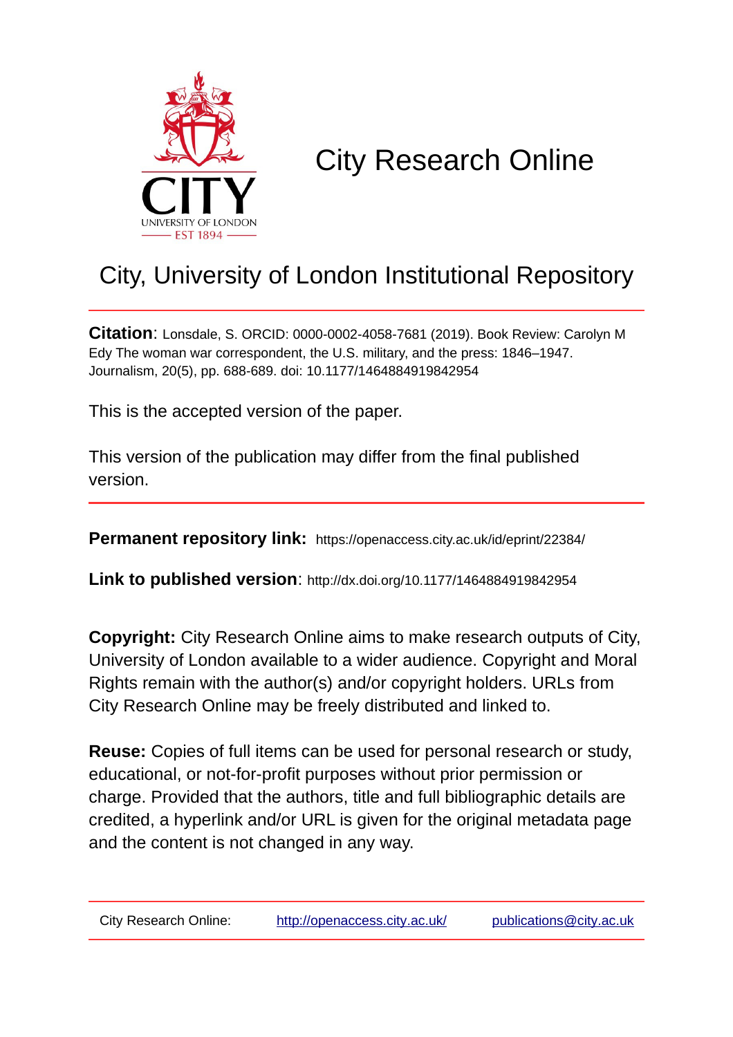# City Research Online

## City, University of London Institutional Repository

**Citation**: Lonsdale, S. ORCID: 0000-0002-4058-7681 (2019). Book Review: Carolyn M Edy The woman war correspondent, the U.S. military, and the press: 1846–1947. Journalism, 20(5), pp. 688-689. doi: 10.1177/1464884919842954

This is the accepted version of the paper.

This version of the publication may differ from the final published version.

**Permanent repository link:** https://openaccess.city.ac.uk/id/eprint/22384/

**Link to published version**: http://dx.doi.org/10.1177/1464884919842954

**Copyright:** City Research Online aims to make research outputs of City, University of London available to a wider audience. Copyright and Moral Rights remain with the author(s) and/or copyright holders. URLs from City Research Online may be freely distributed and linked to.

**Reuse:** Copies of full items can be used for personal research or study, educational, or not-for-profit purposes without prior permission or charge. Provided that the authors, title and full bibliographic details are credited, a hyperlink and/or URL is given for the original metadata page and the content is not changed in any way.

City Research Online: http://openaccess.city.ac.uk/ publications@city.ac.uk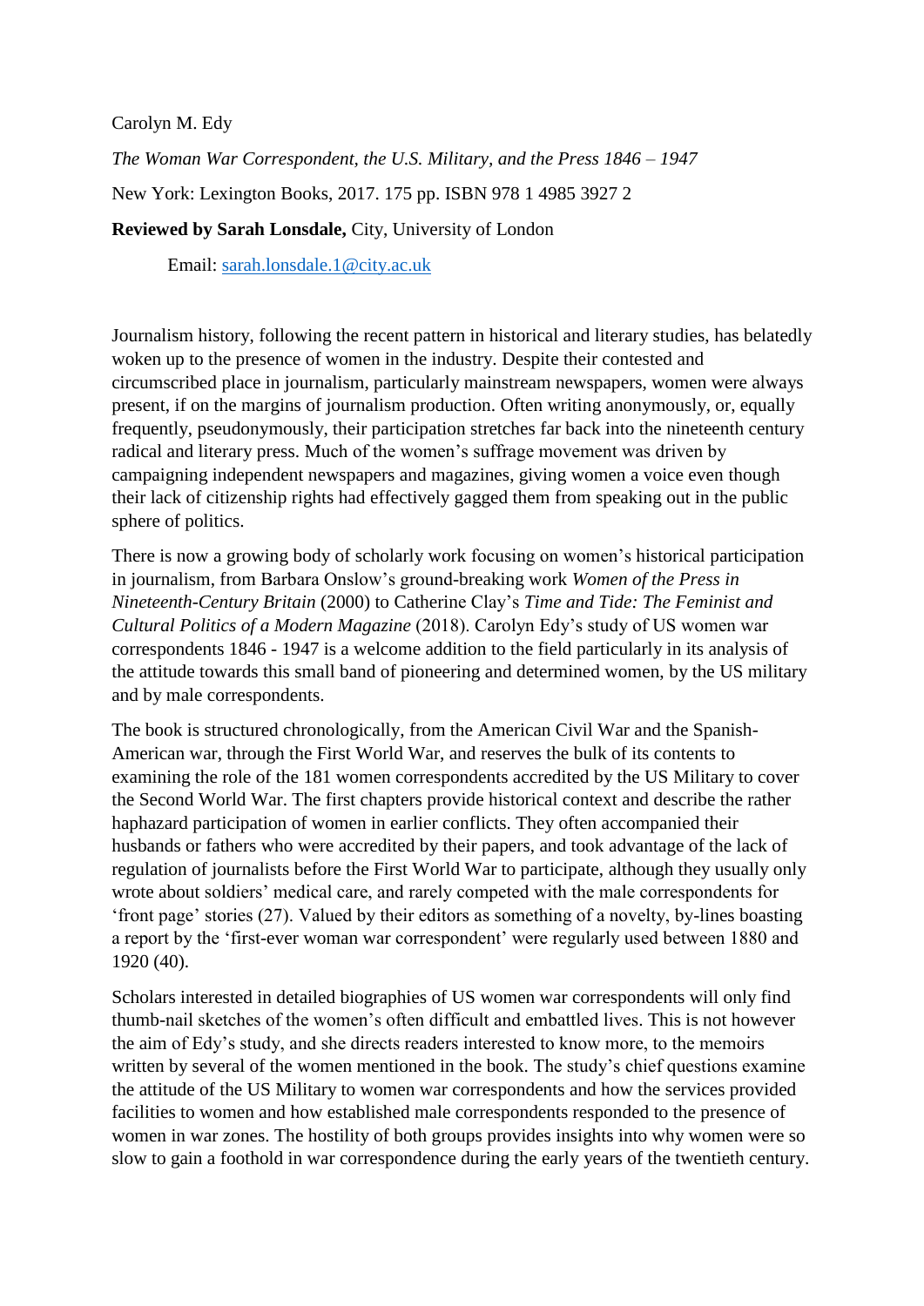Carolyn M. Edy

*The Woman War Correspondent, the U.S. Military, and the Press 1846 – 1947*

New York: Lexington Books, 2017. 175 pp. ISBN 978 1 4985 3927 2

**Reviewed by Sarah Lonsdale,** City, University of London

Email: sarah.lonsdale.1@city.ac.uk

Journalism history, following the recent pattern in historical and literary studies, has belatedly woken up to the presence of women in the industry. Despite their contested and circumscribed place in journalism, particularly mainstream newspapers, women were always present, if on the margins of journalism production. Often writing anonymously, or, equally frequently, pseudonymously, their participation stretches far back into the nineteenth century radical and literary press. Much of the women's suffrage movement was driven by campaigning independent newspapers and magazines, giving women a voice even though their lack of citizenship rights had effectively gagged them from speaking out in the public sphere of politics.

There is now a growing body of scholarly work focusing on women's historical participation in journalism, from Barbara Onslow's ground-breaking work *Women of the Press in Nineteenth-Century Britain* (2000) to Catherine Clay's *Time and Tide: The Feminist and Cultural Politics of a Modern Magazine* (2018). Carolyn Edy's study of US women war correspondents 1846 - 1947 is a welcome addition to the field particularly in its analysis of the attitude towards this small band of pioneering and determined women, by the US military and by male correspondents.

The book is structured chronologically, from the American Civil War and the Spanish-American war, through the First World War, and reserves the bulk of its contents to examining the role of the 181 women correspondents accredited by the US Military to cover the Second World War. The first chapters provide historical context and describe the rather haphazard participation of women in earlier conflicts. They often accompanied their husbands or fathers who were accredited by their papers, and took advantage of the lack of regulation of journalists before the First World War to participate, although they usually only wrote about soldiers' medical care, and rarely competed with the male correspondents for 'front page' stories (27). Valued by their editors as something of a novelty, by-lines boasting a report by the 'first-ever woman war correspondent' were regularly used between 1880 and 1920 (40).

Scholars interested in detailed biographies of US women war correspondents will only find thumb-nail sketches of the women's often difficult and embattled lives. This is not however the aim of Edy's study, and she directs readers interested to know more, to the memoirs written by several of the women mentioned in the book. The study's chief questions examine the attitude of the US Military to women war correspondents and how the services provided facilities to women and how established male correspondents responded to the presence of women in war zones. The hostility of both groups provides insights into why women were so slow to gain a foothold in war correspondence during the early years of the twentieth century.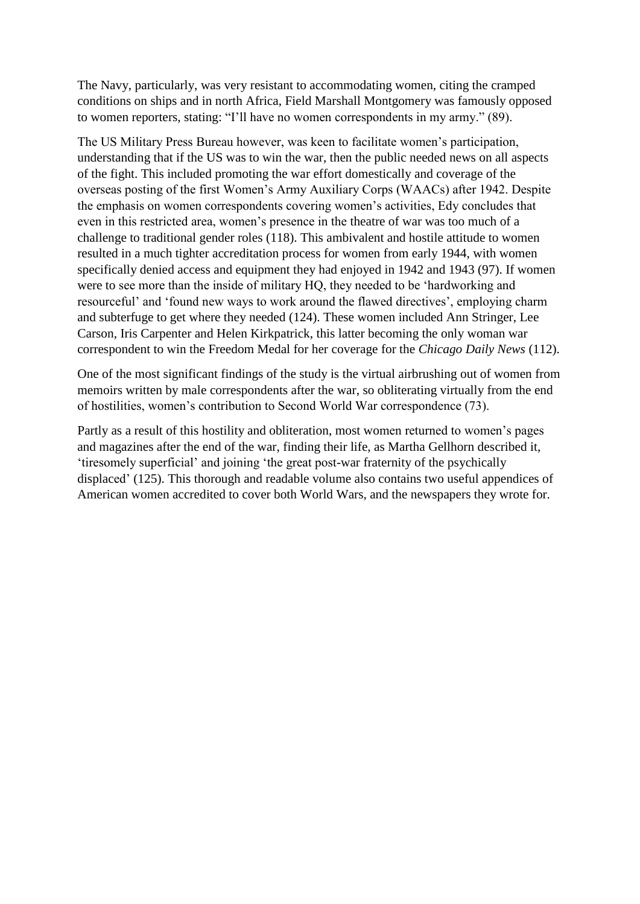The Navy, particularly, was very resistant to accommodating women, citing the cramped conditions on ships and in north Africa, Field Marshall Montgomery was famously opposed to women reporters, stating: "I'll have no women correspondents in my army." (89).

The US Military Press Bureau however, was keen to facilitate women's participation, understanding that if the US was to win the war, then the public needed news on all aspects of the fight. This included promoting the war effort domestically and coverage of the overseas posting of the first Women's Army Auxiliary Corps (WAACs) after 1942. Despite the emphasis on women correspondents covering women's activities, Edy concludes that even in this restricted area, women's presence in the theatre of war was too much of a challenge to traditional gender roles (118). This ambivalent and hostile attitude to women resulted in a much tighter accreditation process for women from early 1944, with women specifically denied access and equipment they had enjoyed in 1942 and 1943 (97). If women were to see more than the inside of military HQ, they needed to be 'hardworking and resourceful' and 'found new ways to work around the flawed directives', employing charm and subterfuge to get where they needed (124). These women included Ann Stringer, Lee Carson, Iris Carpenter and Helen Kirkpatrick, this latter becoming the only woman war correspondent to win the Freedom Medal for her coverage for the *Chicago Daily News* (112).

One of the most significant findings of the study is the virtual airbrushing out of women from memoirs written by male correspondents after the war, so obliterating virtually from the end of hostilities, women's contribution to Second World War correspondence (73).

Partly as a result of this hostility and obliteration, most women returned to women's pages and magazines after the end of the war, finding their life, as Martha Gellhorn described it, 'tiresomely superficial' and joining 'the great post-war fraternity of the psychically displaced' (125). This thorough and readable volume also contains two useful appendices of American women accredited to cover both World Wars, and the newspapers they wrote for.